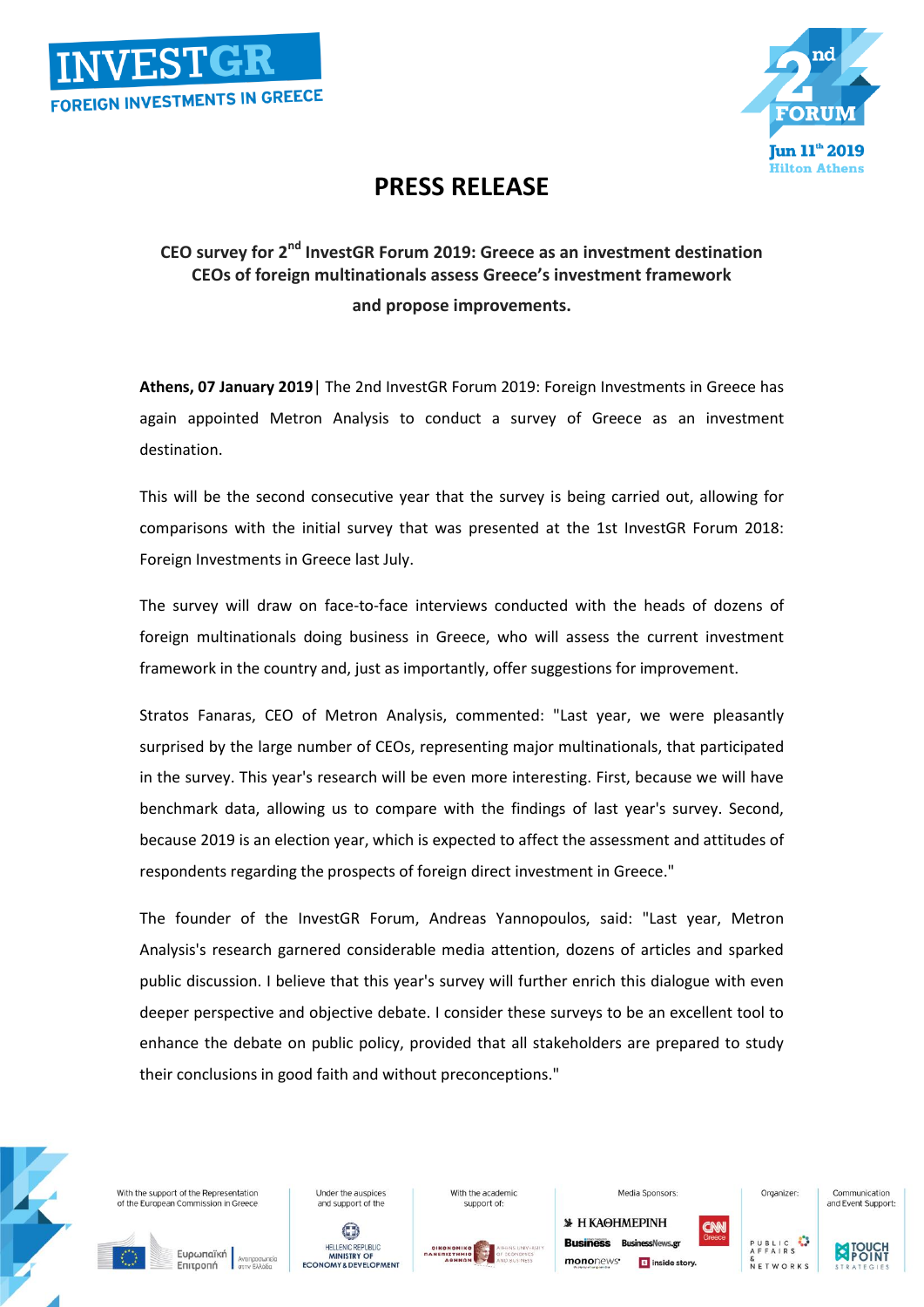# PRESS RELEASE

**CEO survey for 2nd InvestGR Forum 2019: Greece as an investment destination**
**CEOs of foreign multinationals assess Greece's investment framework**
**and propose improvements.**

**Athens, 07 January 2019**| The 2nd InvestGR Forum 2019: Foreign Investments in Greece has again appointed Metron Analysis to conduct a survey of Greece as an investment destination.

This will be the second consecutive year that the survey is being carried out, allowing for comparisons with the initial survey that was presented at the 1st InvestGR Forum 2018: Foreign Investments in Greece last July.

The survey will draw on face-to-face interviews conducted with the heads of dozens of foreign multinationals doing business in Greece, who will assess the current investment framework in the country and, just as importantly, offer suggestions for improvement.

Stratos Fanaras, CEO of Metron Analysis, commented: "Last year, we were pleasantly surprised by the large number of CEOs, representing major multinationals, that participated in the survey. This year's research will be even more interesting. First, because we will have benchmark data, allowing us to compare with the findings of last year's survey. Second, because 2019 is an election year, which is expected to affect the assessment and attitudes of respondents regarding the prospects of foreign direct investment in Greece."

The founder of the InvestGR Forum, Andreas Yannopoulos, said: "Last year, Metron Analysis's research garnered considerable media attention, dozens of articles and sparked public discussion. I believe that this year's survey will further enrich this dialogue with even deeper perspective and objective debate. I consider these surveys to be an excellent tool to enhance the debate on public policy, provided that all stakeholders are prepared to study their conclusions in good faith and without preconceptions."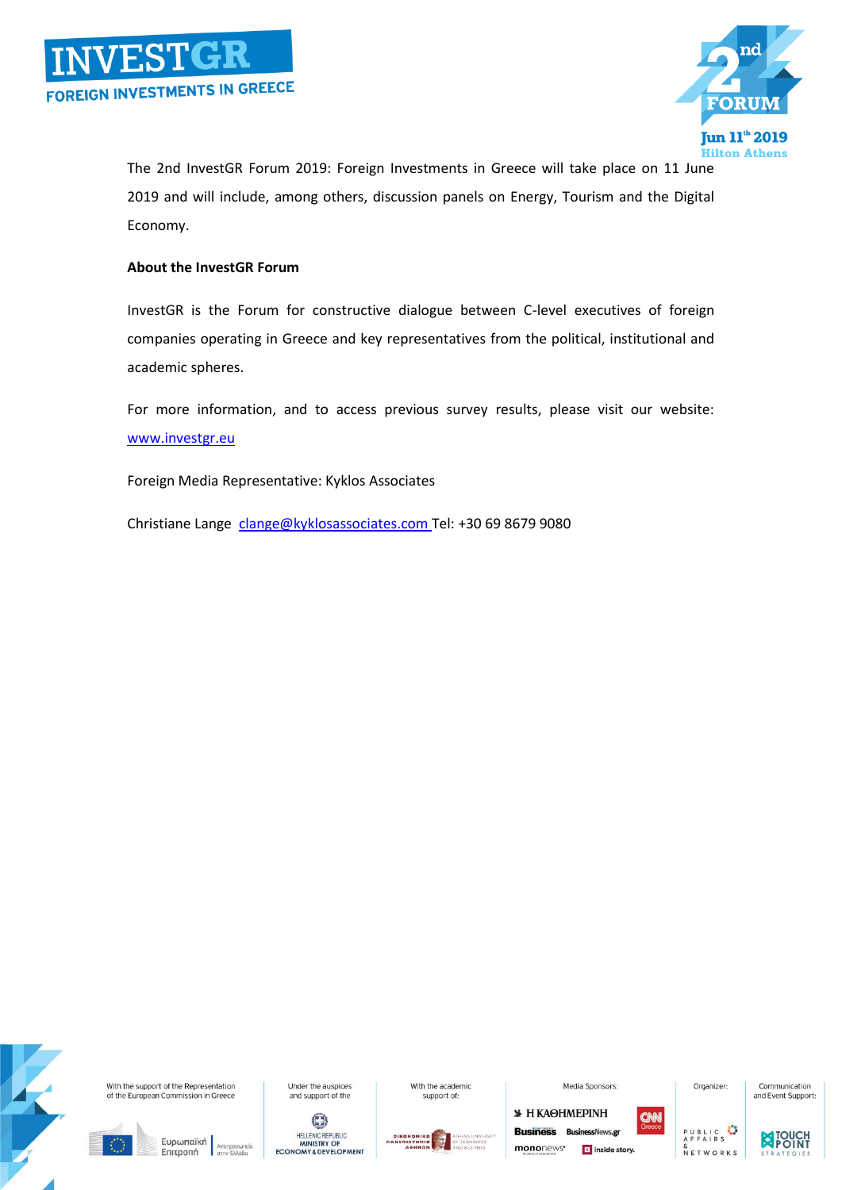The 2nd InvestGR Forum 2019: Foreign Investments in Greece will take place on 11 June 2019 and will include, among others, discussion panels on Energy, Tourism and the Digital Economy.

**About the InvestGR Forum**

InvestGR is the Forum for constructive dialogue between C-level executives of foreign companies operating in Greece and key representatives from the political, institutional and academic spheres.

For more information, and to access previous survey results, please visit our website: [www.investgr.eu](http://www.investgr.eu)

Foreign Media Representative: Kyklos Associates

Christiane Lange [clange@kyklosassociates.com](mailto:clange@kyklosassociates.com) Tel: +30 69 8679 9080

With the support of the Representation of the European Commission in Greece

Under the auspices and support of the

With the academic support of:

Media Sponsors:

Organizer:

Communication and Event Support: